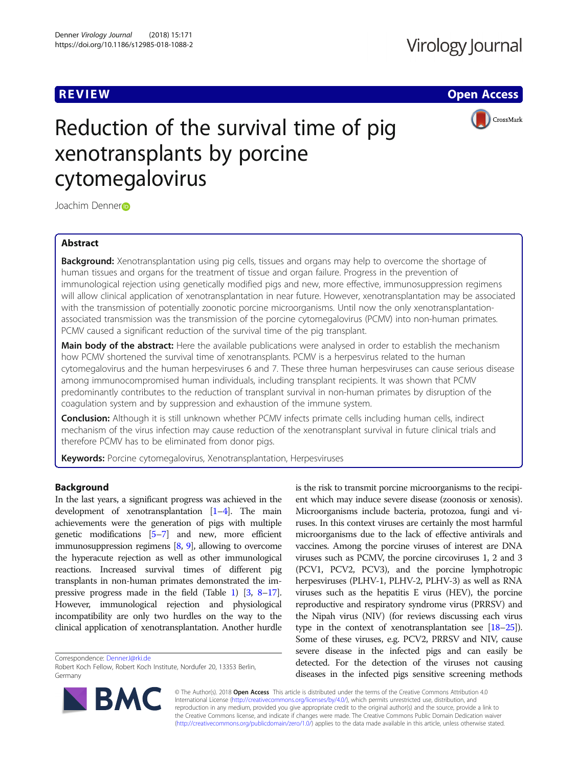REVIEW

Open Access

# Reduction of the survival time of pig xenotransplants by porcine cytomegalovirus

Joachim Denner

## Abstract

**Background:** Xenotransplantation using pig cells, tissues and organs may help to overcome the shortage of human tissues and organs for the treatment of tissue and organ failure. Progress in the prevention of immunological rejection using genetically modified pigs and new, more effective, immunosuppression regimens will allow clinical application of xenotransplantation in near future. However, xenotransplantation may be associated with the transmission of potentially zoonotic porcine microorganisms. Until now the only xenotransplantation-associated transmission was the transmission of the porcine cytomegalovirus (PCMV) into non-human primates. PCMV caused a significant reduction of the survival time of the pig transplant.

**Main body of the abstract:** Here the available publications were analysed in order to establish the mechanism how PCMV shortened the survival time of xenotransplants. PCMV is a herpesvirus related to the human cytomegalovirus and the human herpesviruses 6 and 7. These three human herpesviruses can cause serious disease among immunocompromised human individuals, including transplant recipients. It was shown that PCMV predominantly contributes to the reduction of transplant survival in non-human primates by disruption of the coagulation system and by suppression and exhaustion of the immune system.

**Conclusion:** Although it is still unknown whether PCMV infects primate cells including human cells, indirect mechanism of the virus infection may cause reduction of the xenotransplant survival in future clinical trials and therefore PCMV has to be eliminated from donor pigs.

**Keywords:** Porcine cytomegalovirus, Xenotransplantation, Herpesviruses

## Background

In the last years, a significant progress was achieved in the development of xenotransplantation [1–4]. The main achievements were the generation of pigs with multiple genetic modifications [5–7] and new, more efficient immunosuppression regimens [8, 9], allowing to overcome the hyperacute rejection as well as other immunological reactions. Increased survival times of different pig transplants in non-human primates demonstrated the impressive progress made in the field (Table 1) [3, 8–17]. However, immunological rejection and physiological incompatibility are only two hurdles on the way to the clinical application of xenotransplantation. Another hurdle is the risk to transmit porcine microorganisms to the recipient which may induce severe disease (zoonosis or xenosis). Microorganisms include bacteria, protozoa, fungi and viruses. In this context viruses are certainly the most harmful microorganisms due to the lack of effective antivirals and vaccines. Among the porcine viruses of interest are DNA viruses such as PCMV, the porcine circoviruses 1, 2 and 3 (PCV1, PCV2, PCV3), and the porcine lymphotropic herpesviruses (PLHV-1, PLHV-2, PLHV-3) as well as RNA viruses such as the hepatitis E virus (HEV), the porcine reproductive and respiratory syndrome virus (PRRSV) and the Nipah virus (NIV) (for reviews discussing each virus type in the context of xenotransplantation see [18–25]). Some of these viruses, e.g. PCV2, PRRSV and NIV, cause severe disease in the infected pigs and can easily be detected. For the detection of the viruses not causing diseases in the infected pigs sensitive screening methods

Correspondence: DennerJ@rki.de
Robert Koch Fellow, Robert Koch Institute, Nordufer 20, 13353 Berlin, Germany

© The Author(s). 2018 **Open Access** This article is distributed under the terms of the Creative Commons Attribution 4.0 International License (http://creativecommons.org/licenses/by/4.0/), which permits unrestricted use, distribution, and reproduction in any medium, provided you give appropriate credit to the original author(s) and the source, provide a link to the Creative Commons license, and indicate if changes were made. The Creative Commons Public Domain Dedication waiver (http://creativecommons.org/publicdomain/zero/1.0/) applies to the data made available in this article, unless otherwise stated.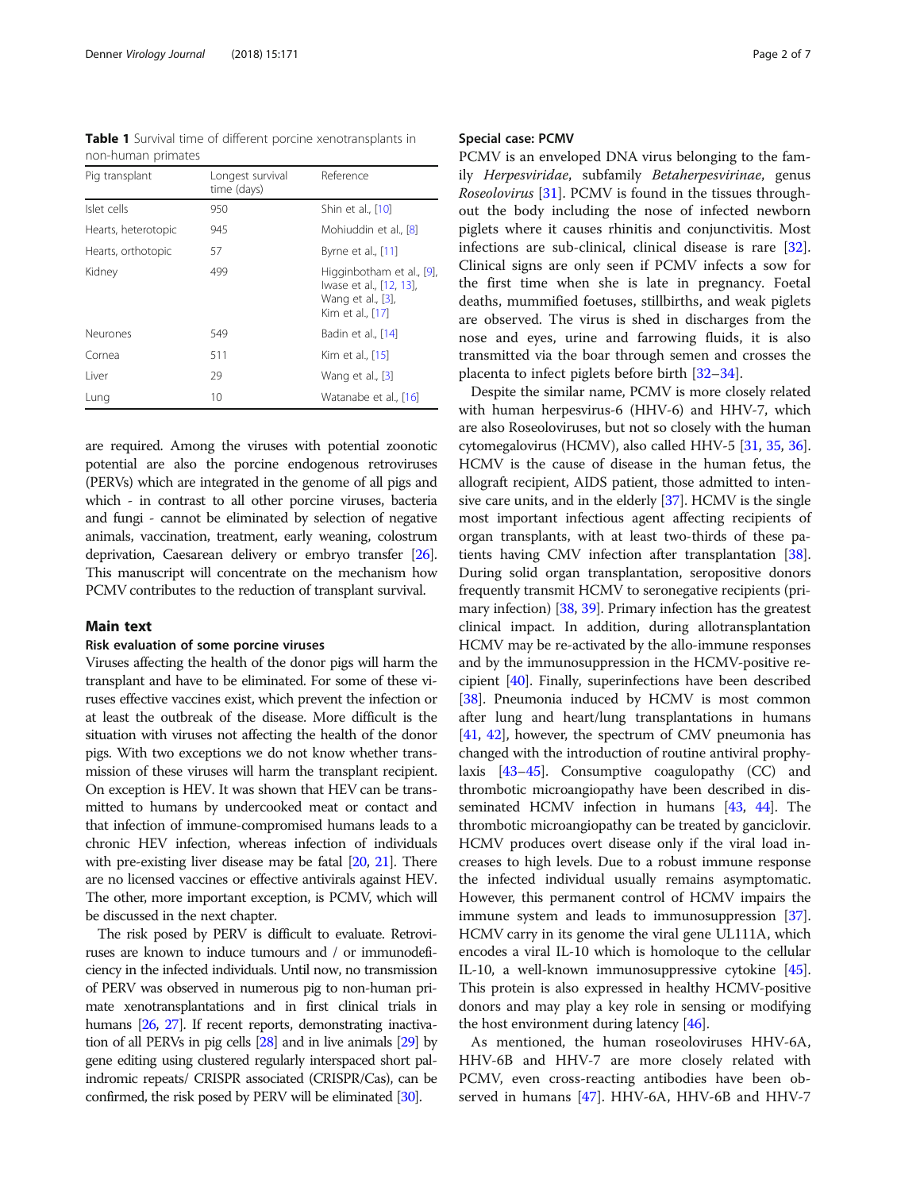**Table 1** Survival time of different porcine xenotransplants in non-human primates

| Pig transplant | Longest survival time (days) | Reference |
| --- | --- | --- |
| Islet cells | 950 | Shin et al., [10] |
| Hearts, heterotopic | 945 | Mohiuddin et al., [8] |
| Hearts, orthotopic | 57 | Byrne et al., [11] |
| Kidney | 499 | Higginbotham et al., [9], Iwase et al., [12, 13], Wang et al., [3], Kim et al., [17] |
| Neurones | 549 | Badin et al., [14] |
| Cornea | 511 | Kim et al., [15] |
| Liver | 29 | Wang et al., [3] |
| Lung | 10 | Watanabe et al., [16] |

are required. Among the viruses with potential zoonotic potential are also the porcine endogenous retroviruses (PERVs) which are integrated in the genome of all pigs and which - in contrast to all other porcine viruses, bacteria and fungi - cannot be eliminated by selection of negative animals, vaccination, treatment, early weaning, colostrum deprivation, Caesarean delivery or embryo transfer [26]. This manuscript will concentrate on the mechanism how PCMV contributes to the reduction of transplant survival.

## Main text

### Risk evaluation of some porcine viruses

Viruses affecting the health of the donor pigs will harm the transplant and have to be eliminated. For some of these viruses effective vaccines exist, which prevent the infection or at least the outbreak of the disease. More difficult is the situation with viruses not affecting the health of the donor pigs. With two exceptions we do not know whether transmission of these viruses will harm the transplant recipient. On exception is HEV. It was shown that HEV can be transmitted to humans by undercooked meat or contact and that infection of immune-compromised humans leads to a chronic HEV infection, whereas infection of individuals with pre-existing liver disease may be fatal [20, 21]. There are no licensed vaccines or effective antivirals against HEV. The other, more important exception, is PCMV, which will be discussed in the next chapter.

The risk posed by PERV is difficult to evaluate. Retroviruses are known to induce tumours and / or immunodeficiency in the infected individuals. Until now, no transmission of PERV was observed in numerous pig to non-human primate xenotransplantations and in first clinical trials in humans [26, 27]. If recent reports, demonstrating inactivation of all PERVs in pig cells [28] and in live animals [29] by gene editing using clustered regularly interspaced short palindromic repeats/ CRISPR associated (CRISPR/Cas), can be confirmed, the risk posed by PERV will be eliminated [30].

### Special case: PCMV

PCMV is an enveloped DNA virus belonging to the family *Herpesviridae*, subfamily *Betaherpesvirinae*, genus *Roseolovirus* [31]. PCMV is found in the tissues throughout the body including the nose of infected newborn piglets where it causes rhinitis and conjunctivitis. Most infections are sub-clinical, clinical disease is rare [32]. Clinical signs are only seen if PCMV infects a sow for the first time when she is late in pregnancy. Foetal deaths, mummified foetuses, stillbirths, and weak piglets are observed. The virus is shed in discharges from the nose and eyes, urine and farrowing fluids, it is also transmitted via the boar through semen and crosses the placenta to infect piglets before birth [32–34].

Despite the similar name, PCMV is more closely related with human herpesvirus-6 (HHV-6) and HHV-7, which are also Roseoloviruses, but not so closely with the human cytomegalovirus (HCMV), also called HHV-5 [31, 35, 36]. HCMV is the cause of disease in the human fetus, the allograft recipient, AIDS patient, those admitted to intensive care units, and in the elderly [37]. HCMV is the single most important infectious agent affecting recipients of organ transplants, with at least two-thirds of these patients having CMV infection after transplantation [38]. During solid organ transplantation, seropositive donors frequently transmit HCMV to seronegative recipients (primary infection) [38, 39]. Primary infection has the greatest clinical impact. In addition, during allotransplantation HCMV may be re-activated by the allo-immune responses and by the immunosuppression in the HCMV-positive recipient [40]. Finally, superinfections have been described [38]. Pneumonia induced by HCMV is most common after lung and heart/lung transplantations in humans [41, 42], however, the spectrum of CMV pneumonia has changed with the introduction of routine antiviral prophylaxis [43–45]. Consumptive coagulopathy (CC) and thrombotic microangiopathy have been described in disseminated HCMV infection in humans [43, 44]. The thrombotic microangiopathy can be treated by ganciclovir. HCMV produces overt disease only if the viral load increases to high levels. Due to a robust immune response the infected individual usually remains asymptomatic. However, this permanent control of HCMV impairs the immune system and leads to immunosuppression [37]. HCMV carry in its genome the viral gene UL111A, which encodes a viral IL-10 which is homoloque to the cellular IL-10, a well-known immunosuppressive cytokine [45]. This protein is also expressed in healthy HCMV-positive donors and may play a key role in sensing or modifying the host environment during latency [46].

As mentioned, the human roseoloviruses HHV-6A, HHV-6B and HHV-7 are more closely related with PCMV, even cross-reacting antibodies have been observed in humans [47]. HHV-6A, HHV-6B and HHV-7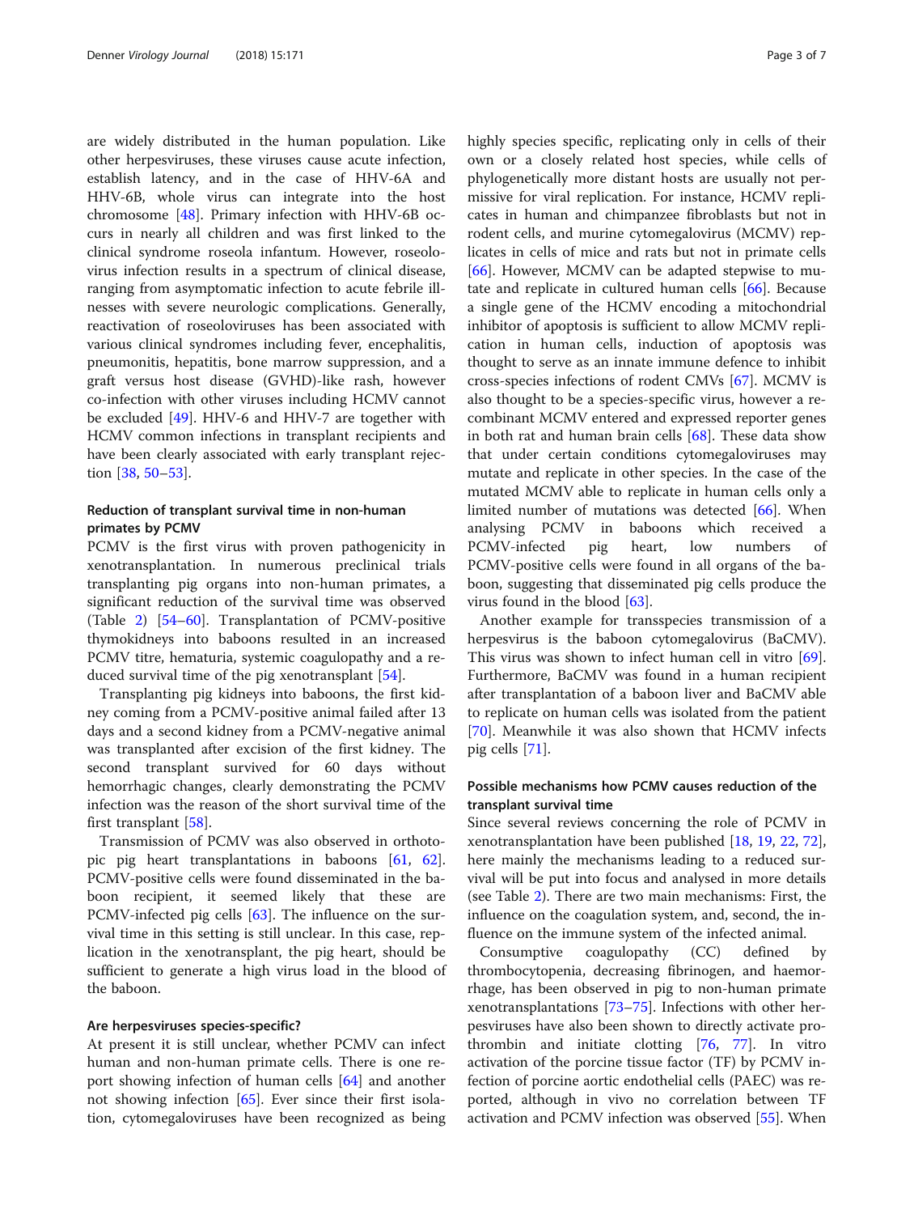are widely distributed in the human population. Like other herpesviruses, these viruses cause acute infection, establish latency, and in the case of HHV-6A and HHV-6B, whole virus can integrate into the host chromosome [48]. Primary infection with HHV-6B occurs in nearly all children and was first linked to the clinical syndrome roseola infantum. However, roseolovirus infection results in a spectrum of clinical disease, ranging from asymptomatic infection to acute febrile illnesses with severe neurologic complications. Generally, reactivation of roseoloviruses has been associated with various clinical syndromes including fever, encephalitis, pneumonitis, hepatitis, bone marrow suppression, and a graft versus host disease (GVHD)-like rash, however co-infection with other viruses including HCMV cannot be excluded [49]. HHV-6 and HHV-7 are together with HCMV common infections in transplant recipients and have been clearly associated with early transplant rejection [38, 50–53].

### Reduction of transplant survival time in non-human primates by PCMV

PCMV is the first virus with proven pathogenicity in xenotransplantation. In numerous preclinical trials transplanting pig organs into non-human primates, a significant reduction of the survival time was observed (Table 2) [54–60]. Transplantation of PCMV-positive thymokidneys into baboons resulted in an increased PCMV titre, hematuria, systemic coagulopathy and a reduced survival time of the pig xenotransplant [54].

Transplanting pig kidneys into baboons, the first kidney coming from a PCMV-positive animal failed after 13 days and a second kidney from a PCMV-negative animal was transplanted after excision of the first kidney. The second transplant survived for 60 days without hemorrhagic changes, clearly demonstrating the PCMV infection was the reason of the short survival time of the first transplant [58].

Transmission of PCMV was also observed in orthotopic pig heart transplantations in baboons [61, 62]. PCMV-positive cells were found disseminated in the baboon recipient, it seemed likely that these are PCMV-infected pig cells [63]. The influence on the survival time in this setting is still unclear. In this case, replication in the xenotransplant, the pig heart, should be sufficient to generate a high virus load in the blood of the baboon.

### Are herpesviruses species-specific?

At present it is still unclear, whether PCMV can infect human and non-human primate cells. There is one report showing infection of human cells [64] and another not showing infection [65]. Ever since their first isolation, cytomegaloviruses have been recognized as being highly species specific, replicating only in cells of their own or a closely related host species, while cells of phylogenetically more distant hosts are usually not permissive for viral replication. For instance, HCMV replicates in human and chimpanzee fibroblasts but not in rodent cells, and murine cytomegalovirus (MCMV) replicates in cells of mice and rats but not in primate cells [66]. However, MCMV can be adapted stepwise to mutate and replicate in cultured human cells [66]. Because a single gene of the HCMV encoding a mitochondrial inhibitor of apoptosis is sufficient to allow MCMV replication in human cells, induction of apoptosis was thought to serve as an innate immune defence to inhibit cross-species infections of rodent CMVs [67]. MCMV is also thought to be a species-specific virus, however a recombinant MCMV entered and expressed reporter genes in both rat and human brain cells [68]. These data show that under certain conditions cytomegaloviruses may mutate and replicate in other species. In the case of the mutated MCMV able to replicate in human cells only a limited number of mutations was detected [66]. When analysing PCMV in baboons which received a PCMV-infected pig heart, low numbers of PCMV-positive cells were found in all organs of the baboon, suggesting that disseminated pig cells produce the virus found in the blood [63].

Another example for transspecies transmission of a herpesvirus is the baboon cytomegalovirus (BaCMV). This virus was shown to infect human cell in vitro [69]. Furthermore, BaCMV was found in a human recipient after transplantation of a baboon liver and BaCMV able to replicate on human cells was isolated from the patient [70]. Meanwhile it was also shown that HCMV infects pig cells [71].

### Possible mechanisms how PCMV causes reduction of the transplant survival time

Since several reviews concerning the role of PCMV in xenotransplantation have been published [18, 19, 22, 72], here mainly the mechanisms leading to a reduced survival will be put into focus and analysed in more details (see Table 2). There are two main mechanisms: First, the influence on the coagulation system, and, second, the influence on the immune system of the infected animal.

Consumptive coagulopathy (CC) defined by thrombocytopenia, decreasing fibrinogen, and haemorrhage, has been observed in pig to non-human primate xenotransplantations [73–75]. Infections with other herpesviruses have also been shown to directly activate prothrombin and initiate clotting [76, 77]. In vitro activation of the porcine tissue factor (TF) by PCMV infection of porcine aortic endothelial cells (PAEC) was reported, although in vivo no correlation between TF activation and PCMV infection was observed [55]. When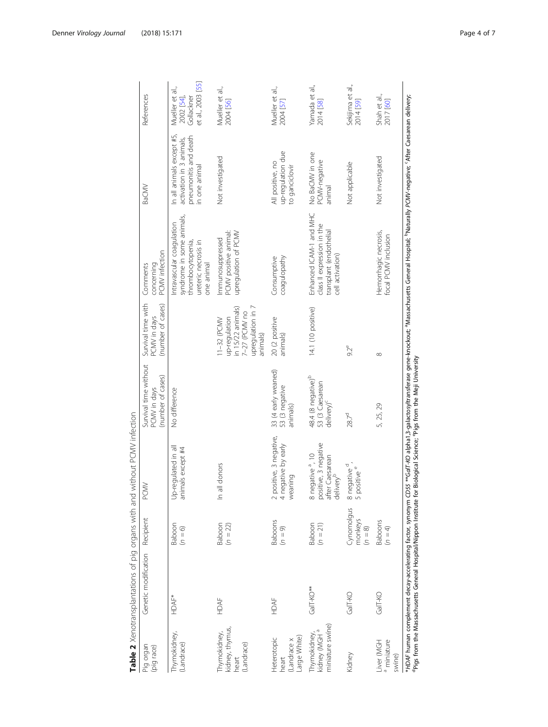**Table 2** Xenotransplantations of pig organs with and without PCMV infection

| Pig organ (pig race) | Genetic modification | Recipient | PCMV | Survival time without PCMV in days (number of cases) | Survival time with PCMV in days (number of cases) | Comments concerning PCMV infection | BaCMV | References |
|---|---|---|---|---|---|---|---|---|
| Thymokidney, (Landrace) | HDAF* | Baboon (n = 6) | Up-regulated in all animals except #4 | No difference | | Intravascular coagulation syndrome in some animals, thrombocytopenia, ureteric necrosis in one animal | In all animals except #5, activation in 3 animals, pneumonitis and death in one animal | Mueller et al., 2002 [54], Gollackner et al., 2003 [55] |
| Thymokidney, kidney, thymus, heart (Landrace) | HDAF | Baboon (n = 22) | In all donors | | 11–32 (PCMV up-regulation in 15/22 animals) 7–27 (PCMV no upregulation in 7 animals) | Immunosuppressed PCMV positive animal: upregulation of PCMV | Not investigated | Mueller et al., 2004 [56] |
| Heterotopic heart (Landrace x Large White) | HDAF | Baboons (n = 9) | 2 positive, 3 negative, 4 negative by early weaning | 33 (4 early weaned) 53 (3 negative animals) | 20 (2 positive animals) | Consumptive coagulopathy | All positive, no up-regulation due to ganciclovir | Mueller et al., 2004 [57] |
| Thymokidney, kidney (MGH [a] miniature swine) | GalT-KO** | Baboon (n = 21) | 8 negative [a], 10 positive, 3 negative after Caesarean delivery[b] | 48.4 (8 negative)[b] 53 (3 Caesarean delivery)[c] | 14.1 (10 positive) | Enhanced ICAM-1 and MHC class II expression in the transplant (endothelial cell activation) | No BaCMV in one PCMV-negative animal | Yamada et al., 2014 [58] |
| Kidney | GalT-KO | Cynomolgus monkeys (n = 8) | 8 negative [d], 5 positive [e] | 28.7[d] | 9.2[e] | | Not applicable | Sekijima et al., 2014 [59] |
| Liver (MGH [a] miniature swine) | GalT-KO | Baboons (n = 4) | | 5, 25, 29 | 8 | Hemorrhagic necrosis, focal PCMV inclusion | Not investigated | Shah et al., 2017 [60] |

**HDAF* human complement decay-accelerating factor, synonym *CD55* ***GalT-KO* alpha1,3-galactosyltransferase gene-knockout; [a]Massachusetts General Hospital; [b]Naturally *PCMV*-negative; [c]After Caesarean delivery; [d]Pigs from the Massachusetts General Hospital/Nippon Institute for Biological Science; [e]Pigs from the Meiji University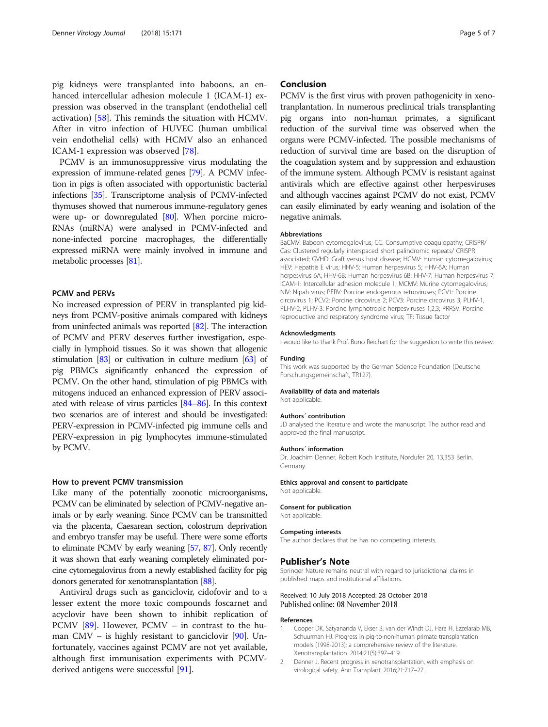pig kidneys were transplanted into baboons, an enhanced intercellular adhesion molecule 1 (ICAM-1) expression was observed in the transplant (endothelial cell activation) [58]. This reminds the situation with HCMV. After in vitro infection of HUVEC (human umbilical vein endothelial cells) with HCMV also an enhanced ICAM-1 expression was observed [78].

PCMV is an immunosuppressive virus modulating the expression of immune-related genes [79]. A PCMV infection in pigs is often associated with opportunistic bacterial infections [35]. Transcriptome analysis of PCMV-infected thymuses showed that numerous immune-regulatory genes were up- or downregulated [80]. When porcine microRNAs (miRNA) were analysed in PCMV-infected and none-infected porcine macrophages, the differentially expressed miRNA were mainly involved in immune and metabolic processes [81].

### PCMV and PERVs

No increased expression of PERV in transplanted pig kidneys from PCMV-positive animals compared with kidneys from uninfected animals was reported [82]. The interaction of PCMV and PERV deserves further investigation, especially in lymphoid tissues. So it was shown that allogenic stimulation [83] or cultivation in culture medium [63] of pig PBMCs significantly enhanced the expression of PCMV. On the other hand, stimulation of pig PBMCs with mitogens induced an enhanced expression of PERV associated with release of virus particles [84–86]. In this context two scenarios are of interest and should be investigated: PERV-expression in PCMV-infected pig immune cells and PERV-expression in pig lymphocytes immune-stimulated by PCMV.

### How to prevent PCMV transmission

Like many of the potentially zoonotic microorganisms, PCMV can be eliminated by selection of PCMV-negative animals or by early weaning. Since PCMV can be transmitted via the placenta, Caesarean section, colostrum deprivation and embryo transfer may be useful. There were some efforts to eliminate PCMV by early weaning [57, 87]. Only recently it was shown that early weaning completely eliminated porcine cytomegalovirus from a newly established facility for pig donors generated for xenotransplantation [88].

Antiviral drugs such as ganciclovir, cidofovir and to a lesser extent the more toxic compounds foscarnet and acyclovir have been shown to inhibit replication of PCMV [89]. However, PCMV – in contrast to the human CMV – is highly resistant to ganciclovir [90]. Unfortunately, vaccines against PCMV are not yet available, although first immunisation experiments with PCMV-derived antigens were successful [91].

## Conclusion

PCMV is the first virus with proven pathogenicity in xenotranplantation. In numerous preclinical trials transplanting pig organs into non-human primates, a significant reduction of the survival time was observed when the organs were PCMV-infected. The possible mechanisms of reduction of survival time are based on the disruption of the coagulation system and by suppression and exhaustion of the immune system. Although PCMV is resistant against antivirals which are effective against other herpesviruses and although vaccines against PCMV do not exist, PCMV can easily eliminated by early weaning and isolation of the negative animals.

#### Abbreviations

BaCMV: Baboon cytomegalovirus; CC: Consumptive coagulopathy; CRISPR/Cas: Clustered regularly interspaced short palindromic repeats/ CRISPR associated; GVHD: Graft versus host disease; HCMV: Human cytomegalovirus; HEV: Hepatitis E virus; HHV-5: Human herpesvirus 5; HHV-6A: Human herpesvirus 6A; HHV-6B: Human herpesvirus 6B; HHV-7: Human herpesvirus 7; ICAM-1: Intercellular adhesion molecule 1; MCMV: Murine cytomegalovirus; NiV: Nipah virus; PERV: Porcine endogenous retroviruses; PCV1: Porcine circovirus 1; PCV2: Porcine circovirus 2; PCV3: Porcine circovirus 3; PLHV-1, PLHV-2, PLHV-3: Porcine lymphotropic herpesviruses 1,2,3; PRRSV: Porcine reproductive and respiratory syndrome virus; TF: Tissue factor

#### Acknowledgments

I would like to thank Prof. Buno Reichart for the suggestion to write this review.

#### Funding

This work was supported by the German Science Foundation (Deutsche Forschungsgemeinschaft, TR127).

#### Availability of data and materials

Not applicable.

#### Authors´ contribution

JD analysed the literature and wrote the manuscript. The author read and approved the final manuscript.

#### Authors´ information

Dr. Joachim Denner, Robert Koch Institute, Nordufer 20, 13,353 Berlin, Germany.

#### Ethics approval and consent to participate

Not applicable.

#### Consent for publication

Not applicable.

#### Competing interests

The author declares that he has no competing interests.

## Publisher's Note

Springer Nature remains neutral with regard to jurisdictional claims in published maps and institutional affiliations.

Received: 10 July 2018 Accepted: 28 October 2018
Published online: 08 November 2018

#### References

1. Cooper DK, Satyananda V, Ekser B, van der Windt DJ, Hara H, Ezzelarab MB, Schuurman HJ. Progress in pig-to-non-human primate transplantation models (1998-2013): a comprehensive review of the literature. Xenotransplantation. 2014;21(5):397–419.
2. Denner J. Recent progress in xenotransplantation, with emphasis on virological safety. Ann Transplant. 2016;21:717–27.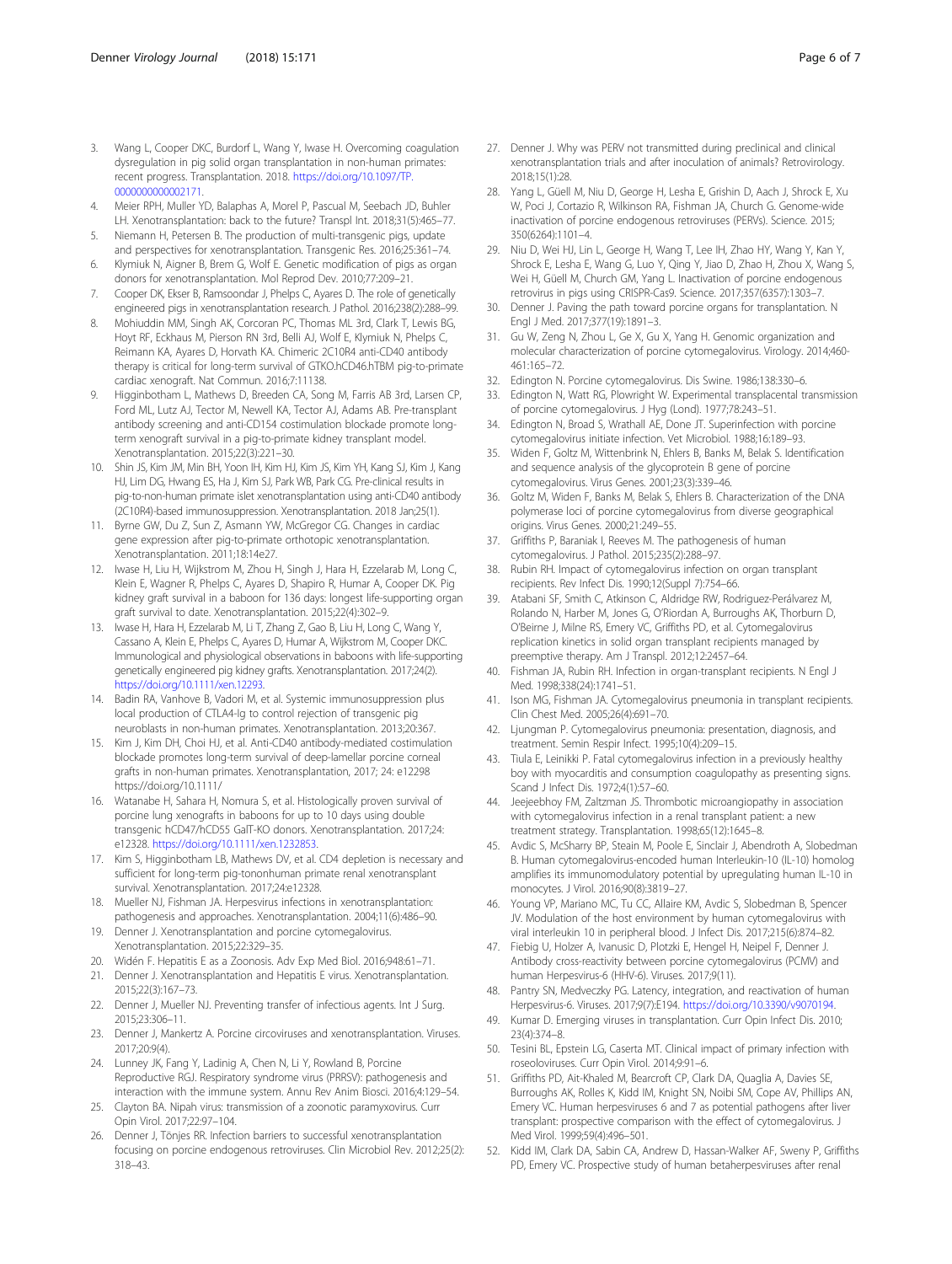3. Wang L, Cooper DKC, Burdorf L, Wang Y, Iwase H. Overcoming coagulation dysregulation in pig solid organ transplantation in non-human primates: recent progress. Transplantation. 2018. https://doi.org/10.1097/TP.0000000000002171.
4. Meier RPH, Muller YD, Balaphas A, Morel P, Pascual M, Seebach JD, Buhler LH. Xenotransplantation: back to the future? Transpl Int. 2018;31(5):465–77.
5. Niemann H, Petersen B. The production of multi-transgenic pigs, update and perspectives for xenotransplantation. Transgenic Res. 2016;25:361–74.
6. Klymiuk N, Aigner B, Brem G, Wolf E. Genetic modification of pigs as organ donors for xenotransplantation. Mol Reprod Dev. 2010;77:209–21.
7. Cooper DK, Ekser B, Ramsoondar J, Phelps C, Ayares D. The role of genetically engineered pigs in xenotransplantation research. J Pathol. 2016;238(2):288–99.
8. Mohiuddin MM, Singh AK, Corcoran PC, Thomas ML 3rd, Clark T, Lewis BG, Hoyt RF, Eckhaus M, Pierson RN 3rd, Belli AJ, Wolf E, Klymiuk N, Phelps C, Reimann KA, Ayares D, Horvath KA. Chimeric 2C10R4 anti-CD40 antibody therapy is critical for long-term survival of GTKO.hCD46.hTBM pig-to-primate cardiac xenograft. Nat Commun. 2016;7:11138.
9. Higginbotham L, Mathews D, Breeden CA, Song M, Farris AB 3rd, Larsen CP, Ford ML, Lutz AJ, Tector M, Newell KA, Tector AJ, Adams AB. Pre-transplant antibody screening and anti-CD154 costimulation blockade promote long-term xenograft survival in a pig-to-primate kidney transplant model. Xenotransplantation. 2015;22(3):221–30.
10. Shin JS, Kim JM, Min BH, Yoon IH, Kim HJ, Kim JS, Kim YH, Kang SJ, Kim J, Kang HJ, Lim DG, Hwang ES, Ha J, Kim SJ, Park WB, Park CG. Pre-clinical results in pig-to-non-human primate islet xenotransplantation using anti-CD40 antibody (2C10R4)-based immunosuppression. Xenotransplantation. 2018 Jan;25(1).
11. Byrne GW, Du Z, Sun Z, Asmann YW, McGregor CG. Changes in cardiac gene expression after pig-to-primate orthotopic xenotransplantation. Xenotransplantation. 2011;18:14e27.
12. Iwase H, Liu H, Wijkstrom M, Zhou H, Singh J, Hara H, Ezzelarab M, Long C, Klein E, Wagner R, Phelps C, Ayares D, Shapiro R, Humar A, Cooper DK. Pig kidney graft survival in a baboon for 136 days: longest life-supporting organ graft survival to date. Xenotransplantation. 2015;22(4):302–9.
13. Iwase H, Hara H, Ezzelarab M, Li T, Zhang Z, Gao B, Liu H, Long C, Wang Y, Cassano A, Klein E, Phelps C, Ayares D, Humar A, Wijkstrom M, Cooper DKC. Immunological and physiological observations in baboons with life-supporting genetically engineered pig kidney grafts. Xenotransplantation. 2017;24(2). https://doi.org/10.1111/xen.12293.
14. Badin RA, Vanhove B, Vadori M, et al. Systemic immunosuppression plus local production of CTLA4-Ig to control rejection of transgenic pig neuroblasts in non-human primates. Xenotransplantation. 2013;20:367.
15. Kim J, Kim DH, Choi HJ, et al. Anti-CD40 antibody-mediated costimulation blockade promotes long-term survival of deep-lamellar porcine corneal grafts in non-human primates. Xenotransplantation, 2017; 24: e12298 https://doi.org/10.1111/
16. Watanabe H, Sahara H, Nomura S, et al. Histologically proven survival of porcine lung xenografts in baboons for up to 10 days using double transgenic hCD47/hCD55 GalT-KO donors. Xenotransplantation. 2017;24:e12328. https://doi.org/10.1111/xen.1232853.
17. Kim S, Higginbotham LB, Mathews DV, et al. CD4 depletion is necessary and sufficient for long-term pig-tononhuman primate renal xenotransplant survival. Xenotransplantation. 2017;24:e12328.
18. Mueller NJ, Fishman JA. Herpesvirus infections in xenotransplantation: pathogenesis and approaches. Xenotransplantation. 2004;11(6):486–90.
19. Denner J. Xenotransplantation and porcine cytomegalovirus. Xenotransplantation. 2015;22:329–35.
20. Widén F. Hepatitis E as a Zoonosis. Adv Exp Med Biol. 2016;948:61–71.
21. Denner J. Xenotransplantation and Hepatitis E virus. Xenotransplantation. 2015;22(3):167–73.
22. Denner J, Mueller NJ. Preventing transfer of infectious agents. Int J Surg. 2015;23:306–11.
23. Denner J, Mankertz A. Porcine circoviruses and xenotransplantation. Viruses. 2017;20:9(4).
24. Lunney JK, Fang Y, Ladinig A, Chen N, Li Y, Rowland B, Porcine Reproductive RGJ. Respiratory syndrome virus (PRRSV): pathogenesis and interaction with the immune system. Annu Rev Anim Biosci. 2016;4:129–54.
25. Clayton BA. Nipah virus: transmission of a zoonotic paramyxovirus. Curr Opin Virol. 2017;22:97–104.
26. Denner J, Tönjes RR. Infection barriers to successful xenotransplantation focusing on porcine endogenous retroviruses. Clin Microbiol Rev. 2012;25(2):318–43.
27. Denner J. Why was PERV not transmitted during preclinical and clinical xenotransplantation trials and after inoculation of animals? Retrovirology. 2018;15(1):28.
28. Yang L, Güell M, Niu D, George H, Lesha E, Grishin D, Aach J, Shrock E, Xu W, Poci J, Cortazio R, Wilkinson RA, Fishman JA, Church G. Genome-wide inactivation of porcine endogenous retroviruses (PERVs). Science. 2015;350(6264):1101–4.
29. Niu D, Wei HJ, Lin L, George H, Wang T, Lee IH, Zhao HY, Wang Y, Kan Y, Shrock E, Lesha E, Wang G, Luo Y, Qing Y, Jiao D, Zhao H, Zhou X, Wang S, Wei H, Güell M, Church GM, Yang L. Inactivation of porcine endogenous retrovirus in pigs using CRISPR-Cas9. Science. 2017;357(6357):1303–7.
30. Denner J. Paving the path toward porcine organs for transplantation. N Engl J Med. 2017;377(19):1891–3.
31. Gu W, Zeng N, Zhou L, Ge X, Gu X, Yang H. Genomic organization and molecular characterization of porcine cytomegalovirus. Virology. 2014;460-461:165–72.
32. Edington N. Porcine cytomegalovirus. Dis Swine. 1986;138:330–6.
33. Edington N, Watt RG, Plowright W. Experimental transplacental transmission of porcine cytomegalovirus. J Hyg (Lond). 1977;78:243–51.
34. Edington N, Broad S, Wrathall AE, Done JT. Superinfection with porcine cytomegalovirus initiate infection. Vet Microbiol. 1988;16:189–93.
35. Widen F, Goltz M, Wittenbrink N, Ehlers B, Banks M, Belak S. Identification and sequence analysis of the glycoprotein B gene of porcine cytomegalovirus. Virus Genes. 2001;23(3):339–46.
36. Goltz M, Widen F, Banks M, Belak S, Ehlers B. Characterization of the DNA polymerase loci of porcine cytomegalovirus from diverse geographical origins. Virus Genes. 2000;21:249–55.
37. Griffiths P, Baraniak I, Reeves M. The pathogenesis of human cytomegalovirus. J Pathol. 2015;235(2):288–97.
38. Rubin RH. Impact of cytomegalovirus infection on organ transplant recipients. Rev Infect Dis. 1990;12(Suppl 7):754–66.
39. Atabani SF, Smith C, Atkinson C, Aldridge RW, Rodriguez-Perálvarez M, Rolando N, Harber M, Jones G, O'Riordan A, Burroughs AK, Thorburn D, O'Beirne J, Milne RS, Emery VC, Griffiths PD, et al. Cytomegalovirus replication kinetics in solid organ transplant recipients managed by preemptive therapy. Am J Transpl. 2012;12:2457–64.
40. Fishman JA, Rubin RH. Infection in organ-transplant recipients. N Engl J Med. 1998;338(24):1741–51.
41. Ison MG, Fishman JA. Cytomegalovirus pneumonia in transplant recipients. Clin Chest Med. 2005;26(4):691–70.
42. Ljungman P. Cytomegalovirus pneumonia: presentation, diagnosis, and treatment. Semin Respir Infect. 1995;10(4):209–15.
43. Tiula E, Leinikki P. Fatal cytomegalovirus infection in a previously healthy boy with myocarditis and consumption coagulopathy as presenting signs. Scand J Infect Dis. 1972;4(1):57–60.
44. Jeejeebhoy FM, Zaltzman JS. Thrombotic microangiopathy in association with cytomegalovirus infection in a renal transplant patient: a new treatment strategy. Transplantation. 1998;65(12):1645–8.
45. Avdic S, McSharry BP, Steain M, Poole E, Sinclair J, Abendroth A, Slobedman B. Human cytomegalovirus-encoded human Interleukin-10 (IL-10) homolog amplifies its immunomodulatory potential by upregulating human IL-10 in monocytes. J Virol. 2016;90(8):3819–27.
46. Young VP, Mariano MC, Tu CC, Allaire KM, Avdic S, Slobedman B, Spencer JV. Modulation of the host environment by human cytomegalovirus with viral interleukin 10 in peripheral blood. J Infect Dis. 2017;215(6):874–82.
47. Fiebig U, Holzer A, Ivanusic D, Plotzki E, Hengel H, Neipel F, Denner J. Antibody cross-reactivity between porcine cytomegalovirus (PCMV) and human Herpesvirus-6 (HHV-6). Viruses. 2017;9(11).
48. Pantry SN, Medveczky PG. Latency, integration, and reactivation of human Herpesvirus-6. Viruses. 2017;9(7):E194. https://doi.org/10.3390/v9070194.
49. Kumar D. Emerging viruses in transplantation. Curr Opin Infect Dis. 2010;23(4):374–8.
50. Tesini BL, Epstein LG, Caserta MT. Clinical impact of primary infection with roseoloviruses. Curr Opin Virol. 2014;9:91–6.
51. Griffiths PD, Ait-Khaled M, Bearcroft CP, Clark DA, Quaglia A, Davies SE, Burroughs AK, Rolles K, Kidd IM, Knight SN, Noibi SM, Cope AV, Phillips AN, Emery VC. Human herpesviruses 6 and 7 as potential pathogens after liver transplant: prospective comparison with the effect of cytomegalovirus. J Med Virol. 1999;59(4):496–501.
52. Kidd IM, Clark DA, Sabin CA, Andrew D, Hassan-Walker AF, Sweny P, Griffiths PD, Emery VC. Prospective study of human betaherpesviruses after renal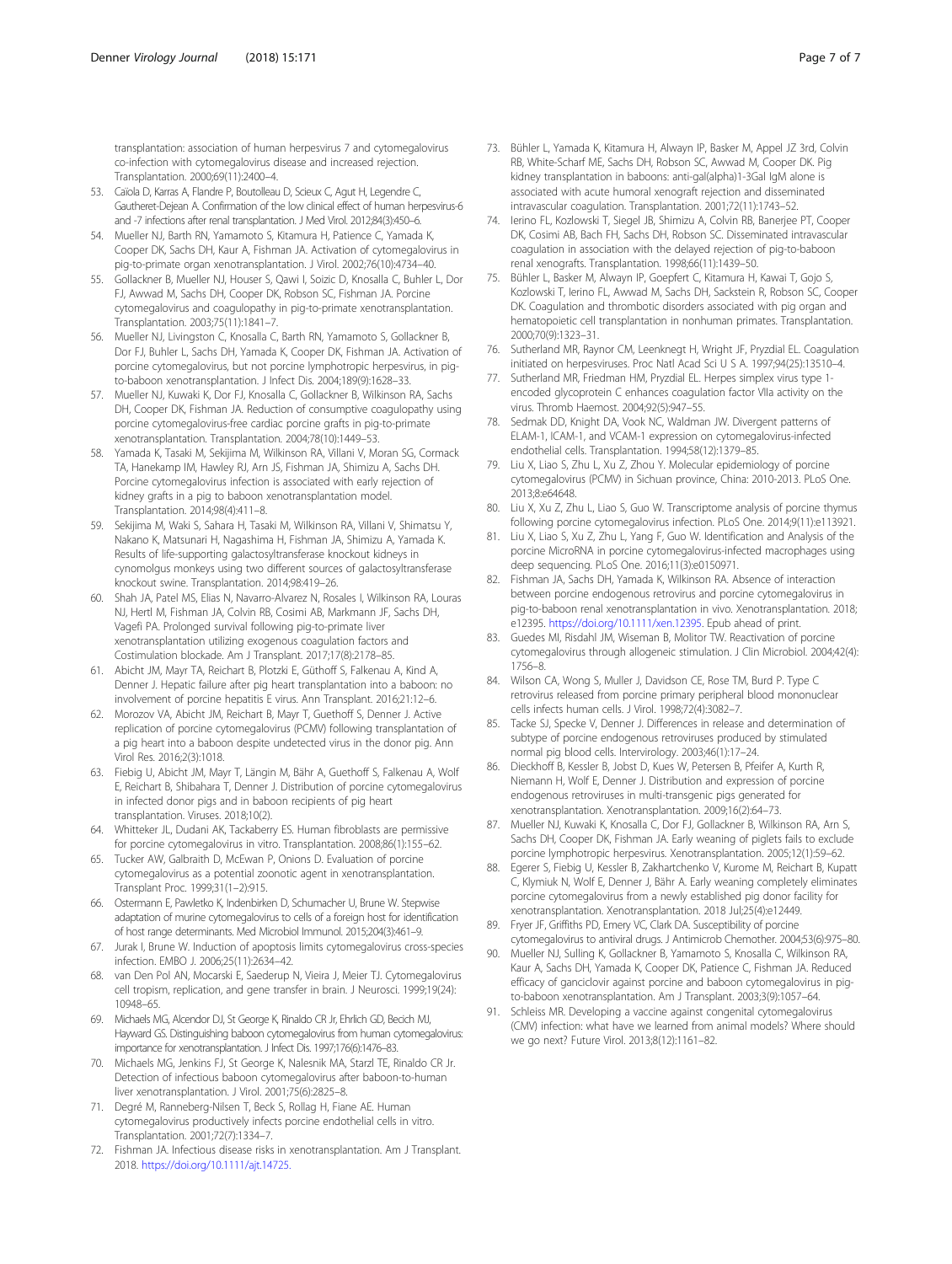transplantation: association of human herpesvirus 7 and cytomegalovirus co-infection with cytomegalovirus disease and increased rejection. Transplantation. 2000;69(11):2400–4.

53. Caïola D, Karras A, Flandre P, Boutolleau D, Scieux C, Agut H, Legendre C, Gautheret-Dejean A. Confirmation of the low clinical effect of human herpesvirus-6 and -7 infections after renal transplantation. J Med Virol. 2012;84(3):450–6.
54. Mueller NJ, Barth RN, Yamamoto S, Kitamura H, Patience C, Yamada K, Cooper DK, Sachs DH, Kaur A, Fishman JA. Activation of cytomegalovirus in pig-to-primate organ xenotransplantation. J Virol. 2002;76(10):4734–40.
55. Gollackner B, Mueller NJ, Houser S, Qawi I, Soizic D, Knosalla C, Buhler L, Dor FJ, Awwad M, Sachs DH, Cooper DK, Robson SC, Fishman JA. Porcine cytomegalovirus and coagulopathy in pig-to-primate xenotransplantation. Transplantation. 2003;75(11):1841–7.
56. Mueller NJ, Livingston C, Knosalla C, Barth RN, Yamamoto S, Gollackner B, Dor FJ, Buhler L, Sachs DH, Yamada K, Cooper DK, Fishman JA. Activation of porcine cytomegalovirus, but not porcine lymphotropic herpesvirus, in pig-to-baboon xenotransplantation. J Infect Dis. 2004;189(9):1628–33.
57. Mueller NJ, Kuwaki K, Dor FJ, Knosalla C, Gollackner B, Wilkinson RA, Sachs DH, Cooper DK, Fishman JA. Reduction of consumptive coagulopathy using porcine cytomegalovirus-free cardiac porcine grafts in pig-to-primate xenotransplantation. Transplantation. 2004;78(10):1449–53.
58. Yamada K, Tasaki M, Sekijima M, Wilkinson RA, Villani V, Moran SG, Cormack TA, Hanekamp IM, Hawley RJ, Arn JS, Fishman JA, Shimizu A, Sachs DH. Porcine cytomegalovirus infection is associated with early rejection of kidney grafts in a pig to baboon xenotransplantation model. Transplantation. 2014;98(4):411–8.
59. Sekijima M, Waki S, Sahara H, Tasaki M, Wilkinson RA, Villani V, Shimatsu Y, Nakano K, Matsunari H, Nagashima H, Fishman JA, Shimizu A, Yamada K. Results of life-supporting galactosyltransferase knockout kidneys in cynomolgus monkeys using two different sources of galactosyltransferase knockout swine. Transplantation. 2014;98:419–26.
60. Shah JA, Patel MS, Elias N, Navarro-Alvarez N, Rosales I, Wilkinson RA, Louras NJ, Hertl M, Fishman JA, Colvin RB, Cosimi AB, Markmann JF, Sachs DH, Vagefi PA. Prolonged survival following pig-to-primate liver xenotransplantation utilizing exogenous coagulation factors and Costimulation blockade. Am J Transplant. 2017;17(8):2178–85.
61. Abicht JM, Mayr TA, Reichart B, Plotzki E, Güthoff S, Falkenau A, Kind A, Denner J. Hepatic failure after pig heart transplantation into a baboon: no involvement of porcine hepatitis E virus. Ann Transplant. 2016;21:12–6.
62. Morozov VA, Abicht JM, Reichart B, Mayr T, Guethoff S, Denner J. Active replication of porcine cytomegalovirus (PCMV) following transplantation of a pig heart into a baboon despite undetected virus in the donor pig. Ann Virol Res. 2016;2(3):1018.
63. Fiebig U, Abicht JM, Mayr T, Längin M, Bähr A, Guethoff S, Falkenau A, Wolf E, Reichart B, Shibahara T, Denner J. Distribution of porcine cytomegalovirus in infected donor pigs and in baboon recipients of pig heart transplantation. Viruses. 2018;10(2).
64. Whitteker JL, Dudani AK, Tackaberry ES. Human fibroblasts are permissive for porcine cytomegalovirus in vitro. Transplantation. 2008;86(1):155–62.
65. Tucker AW, Galbraith D, McEwan P, Onions D. Evaluation of porcine cytomegalovirus as a potential zoonotic agent in xenotransplantation. Transplant Proc. 1999;31(1–2):915.
66. Ostermann E, Pawletko K, Indenbirken D, Schumacher U, Brune W. Stepwise adaptation of murine cytomegalovirus to cells of a foreign host for identification of host range determinants. Med Microbiol Immunol. 2015;204(3):461–9.
67. Jurak I, Brune W. Induction of apoptosis limits cytomegalovirus cross-species infection. EMBO J. 2006;25(11):2634–42.
68. van Den Pol AN, Mocarski E, Saederup N, Vieira J, Meier TJ. Cytomegalovirus cell tropism, replication, and gene transfer in brain. J Neurosci. 1999;19(24): 10948–65.
69. Michaels MG, Alcendor DJ, St George K, Rinaldo CR Jr, Ehrlich GD, Becich MJ, Hayward GS. Distinguishing baboon cytomegalovirus from human cytomegalovirus: importance for xenotransplantation. J Infect Dis. 1997;176(6):1476–83.
70. Michaels MG, Jenkins FJ, St George K, Nalesnik MA, Starzl TE, Rinaldo CR Jr. Detection of infectious baboon cytomegalovirus after baboon-to-human liver xenotransplantation. J Virol. 2001;75(6):2825–8.
71. Degré M, Ranneberg-Nilsen T, Beck S, Rollag H, Fiane AE. Human cytomegalovirus productively infects porcine endothelial cells in vitro. Transplantation. 2001;72(7):1334–7.
72. Fishman JA. Infectious disease risks in xenotransplantation. Am J Transplant. 2018. https://doi.org/10.1111/ajt.14725.
73. Bühler L, Yamada K, Kitamura H, Alwayn IP, Basker M, Appel JZ 3rd, Colvin RB, White-Scharf ME, Sachs DH, Robson SC, Awwad M, Cooper DK. Pig kidney transplantation in baboons: anti-gal(alpha)1-3Gal IgM alone is associated with acute humoral xenograft rejection and disseminated intravascular coagulation. Transplantation. 2001;72(11):1743–52.
74. Ierino FL, Kozlowski T, Siegel JB, Shimizu A, Colvin RB, Banerjee PT, Cooper DK, Cosimi AB, Bach FH, Sachs DH, Robson SC. Disseminated intravascular coagulation in association with the delayed rejection of pig-to-baboon renal xenografts. Transplantation. 1998;66(11):1439–50.
75. Bühler L, Basker M, Alwayn IP, Goepfert C, Kitamura H, Kawai T, Gojo S, Kozlowski T, Ierino FL, Awwad M, Sachs DH, Sackstein R, Robson SC, Cooper DK. Coagulation and thrombotic disorders associated with pig organ and hematopoietic cell transplantation in nonhuman primates. Transplantation. 2000;70(9):1323–31.
76. Sutherland MR, Raynor CM, Leenknegt H, Wright JF, Pryzdial EL. Coagulation initiated on herpesviruses. Proc Natl Acad Sci U S A. 1997;94(25):13510–4.
77. Sutherland MR, Friedman HM, Pryzdial EL. Herpes simplex virus type 1-encoded glycoprotein C enhances coagulation factor VIIa activity on the virus. Thromb Haemost. 2004;92(5):947–55.
78. Sedmak DD, Knight DA, Vook NC, Waldman JW. Divergent patterns of ELAM-1, ICAM-1, and VCAM-1 expression on cytomegalovirus-infected endothelial cells. Transplantation. 1994;58(12):1379–85.
79. Liu X, Liao S, Zhu L, Xu Z, Zhou Y. Molecular epidemiology of porcine cytomegalovirus (PCMV) in Sichuan province, China: 2010-2013. PLoS One. 2013;8:e64648.
80. Liu X, Xu Z, Zhu L, Liao S, Guo W. Transcriptome analysis of porcine thymus following porcine cytomegalovirus infection. PLoS One. 2014;9(11):e113921.
81. Liu X, Liao S, Xu Z, Zhu L, Yang F, Guo W. Identification and Analysis of the porcine MicroRNA in porcine cytomegalovirus-infected macrophages using deep sequencing. PLoS One. 2016;11(3):e0150971.
82. Fishman JA, Sachs DH, Yamada K, Wilkinson RA. Absence of interaction between porcine endogenous retrovirus and porcine cytomegalovirus in pig-to-baboon renal xenotransplantation in vivo. Xenotransplantation. 2018; e12395. https://doi.org/10.1111/xen.12395. Epub ahead of print.
83. Guedes MI, Risdahl JM, Wiseman B, Molitor TW. Reactivation of porcine cytomegalovirus through allogeneic stimulation. J Clin Microbiol. 2004;42(4): 1756–8.
84. Wilson CA, Wong S, Muller J, Davidson CE, Rose TM, Burd P. Type C retrovirus released from porcine primary peripheral blood mononuclear cells infects human cells. J Virol. 1998;72(4):3082–7.
85. Tacke SJ, Specke V, Denner J. Differences in release and determination of subtype of porcine endogenous retroviruses produced by stimulated normal pig blood cells. Intervirology. 2003;46(1):17–24.
86. Dieckhoff B, Kessler B, Jobst D, Kues W, Petersen B, Pfeifer A, Kurth R, Niemann H, Wolf E, Denner J. Distribution and expression of porcine endogenous retroviruses in multi-transgenic pigs generated for xenotransplantation. Xenotransplantation. 2009;16(2):64–73.
87. Mueller NJ, Kuwaki K, Knosalla C, Dor FJ, Gollackner B, Wilkinson RA, Arn S, Sachs DH, Cooper DK, Fishman JA. Early weaning of piglets fails to exclude porcine lymphotropic herpesvirus. Xenotransplantation. 2005;12(1):59–62.
88. Egerer S, Fiebig U, Kessler B, Zakhartchenko V, Kurome M, Reichart B, Kupatt C, Klymiuk N, Wolf E, Denner J, Bähr A. Early weaning completely eliminates porcine cytomegalovirus from a newly established pig donor facility for xenotransplantation. Xenotransplantation. 2018 Jul;25(4):e12449.
89. Fryer JF, Griffiths PD, Emery VC, Clark DA. Susceptibility of porcine cytomegalovirus to antiviral drugs. J Antimicrob Chemother. 2004;53(6):975–80.
90. Mueller NJ, Sulling K, Gollackner B, Yamamoto S, Knosalla C, Wilkinson RA, Kaur A, Sachs DH, Yamada K, Cooper DK, Patience C, Fishman JA. Reduced efficacy of ganciclovir against porcine and baboon cytomegalovirus in pig-to-baboon xenotransplantation. Am J Transplant. 2003;3(9):1057–64.
91. Schleiss MR. Developing a vaccine against congenital cytomegalovirus (CMV) infection: what have we learned from animal models? Where should we go next? Future Virol. 2013;8(12):1161–82.